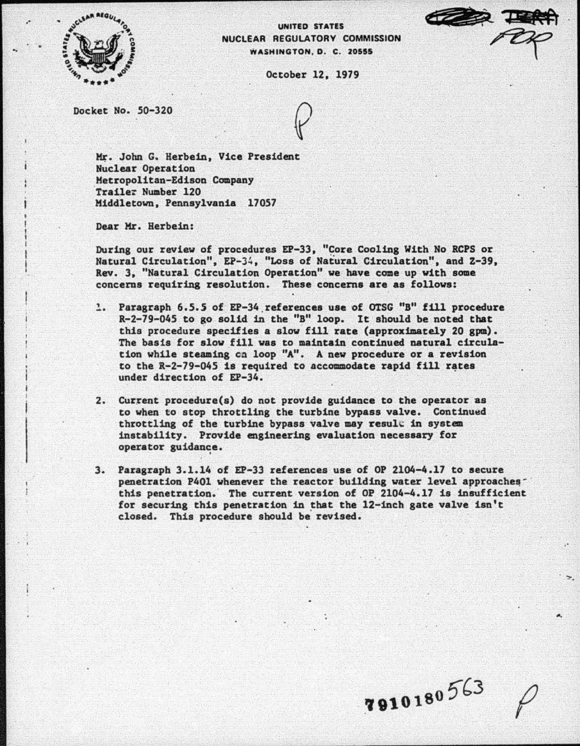UNITED STATES
NUCLEAR REGULATORY COMMISSION
WASHINGTON, D. C. 20555

October 12, 1979

Docket No. 50-320

Mr. John G. Herbein, Vice President
Nuclear Operation
Metropolitan-Edison Company
Trailer Number 120
Middletown, Pennsylvania 17057

Dear Mr. Herbein:

During our review of procedures EP-33, "Core Cooling With No RCPS or Natural Circulation", EP-34, "Loss of Natural Circulation", and Z-39, Rev. 3, "Natural Circulation Operation" we have come up with some concerns requiring resolution. These concerns are as follows:

1. Paragraph 6.5.5 of EP-34 references use of OTSG "B" fill procedure R-2-79-045 to go solid in the "B" loop. It should be noted that this procedure specifies a slow fill rate (approximately 20 gpm). The basis for slow fill was to maintain continued natural circulation while steaming on loop "A". A new procedure or a revision to the R-2-79-045 is required to accommodate rapid fill rates under direction of EP-34.

2. Current procedure(s) do not provide guidance to the operator as to when to stop throttling the turbine bypass valve. Continued throttling of the turbine bypass valve may result in system instability. Provide engineering evaluation necessary for operator guidance.

3. Paragraph 3.1.14 of EP-33 references use of OP 2104-4.17 to secure penetration P401 whenever the reactor building water level approaches this penetration. The current version of OP 2104-4.17 is insufficient for securing this penetration in that the 12-inch gate valve isn't closed. This procedure should be revised.

7910180563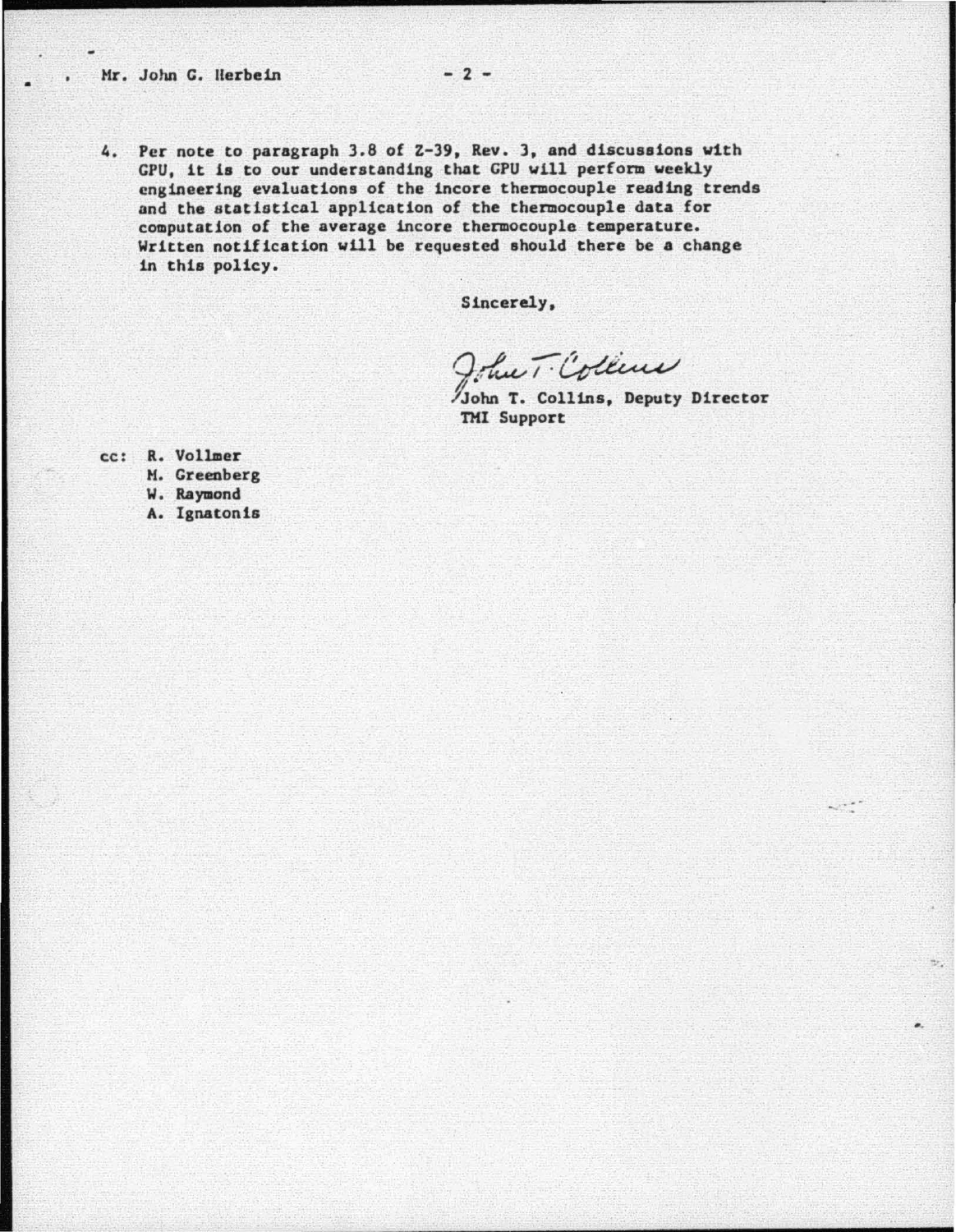4. Per note to paragraph 3.8 of Z-39, Rev. 3, and discussions with GPU, it is to our understanding that GPU will perform weekly engineering evaluations of the incore thermocouple reading trends and the statistical application of the thermocouple data for computation of the average incore thermocouple temperature. Written notification will be requested should there be a change in this policy.

Sincerely,

John T. Collins

John T. Collins, Deputy Director
TMI Support

cc: R. Vollmer
M. Greenberg
W. Raymond
A. Ignatonis